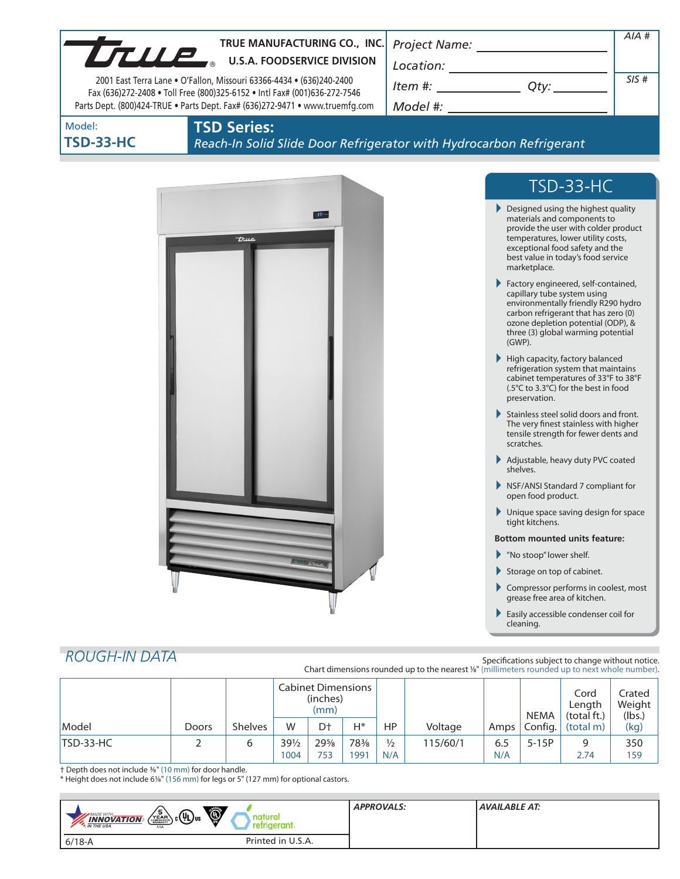**TRUE MANUFACTURING CO., INC.**
**U.S.A. FOODSERVICE DIVISION**

2001 East Terra Lane • O'Fallon, Missouri 63366-4434 • (636)240-2400
Fax (636)272-2408 • Toll Free (800)325-6152 • Intl Fax# (001)636-272-7546
Parts Dept. (800)424-TRUE • Parts Dept. Fax# (636)272-9471 • www.truemfg.com

*Project Name:* ____________________
*Location:* ____________________
*Item #:* __________ *Qty:* __________
*Model #:* ____________________

*AIA #*

*SIS #*

Model:
**TSD-33-HC**

# TSD Series:

*Reach-In Solid Slide Door Refrigerator with Hydrocarbon Refrigerant*

## TSD-33-HC

- Designed using the highest quality materials and components to provide the user with colder product temperatures, lower utility costs, exceptional food safety and the best value in today's food service marketplace.
- Factory engineered, self-contained, capillary tube system using environmentally friendly R290 hydro carbon refrigerant that has zero (0) ozone depletion potential (ODP), & three (3) global warming potential (GWP).
- High capacity, factory balanced refrigeration system that maintains cabinet temperatures of 33°F to 38°F (.5°C to 3.3°C) for the best in food preservation.
- Stainless steel solid doors and front. The very finest stainless with higher tensile strength for fewer dents and scratches.
- Adjustable, heavy duty PVC coated shelves.
- NSF/ANSI Standard 7 compliant for open food product.
- Unique space saving design for space tight kitchens.

**Bottom mounted units feature:**

- "No stoop" lower shelf.
- Storage on top of cabinet.
- Compressor performs in coolest, most grease free area of kitchen.
- Easily accessible condenser coil for cleaning.

## *ROUGH-IN DATA*

Specifications subject to change without notice.
Chart dimensions rounded up to the nearest ⅛" (millimeters rounded up to next whole number).

| Model | Doors | Shelves | Cabinet Dimensions (inches) (mm) | | | HP | Voltage | Amps | NEMA Config. | Cord Length (total ft.) (total m) | Crated Weight (lbs.) (kg) |
|---|---|---|---|---|---|---|---|---|---|---|---|
| | | | W | D† | H* | | | | | | |
| TSD-33-HC | 2 | 6 | 39½ 1004 | 29⅝ 753 | 78⅜ 1991 | ½ N/A | 115/60/1 | 6.5 N/A | 5-15P | 9 2.74 | 350 159 |

† Depth does not include ⅜" (10 mm) for door handle.
\* Height does not include 6⅛" (156 mm) for legs or 5" (127 mm) for optional castors.

MADE WITH INNOVATION IN THE USA | 5 YEAR COMPRESSOR WARRANTY USA | c UL us | natural refrigerant

*APPROVALS:*

*AVAILABLE AT:*

6/18-A

Printed in U.S.A.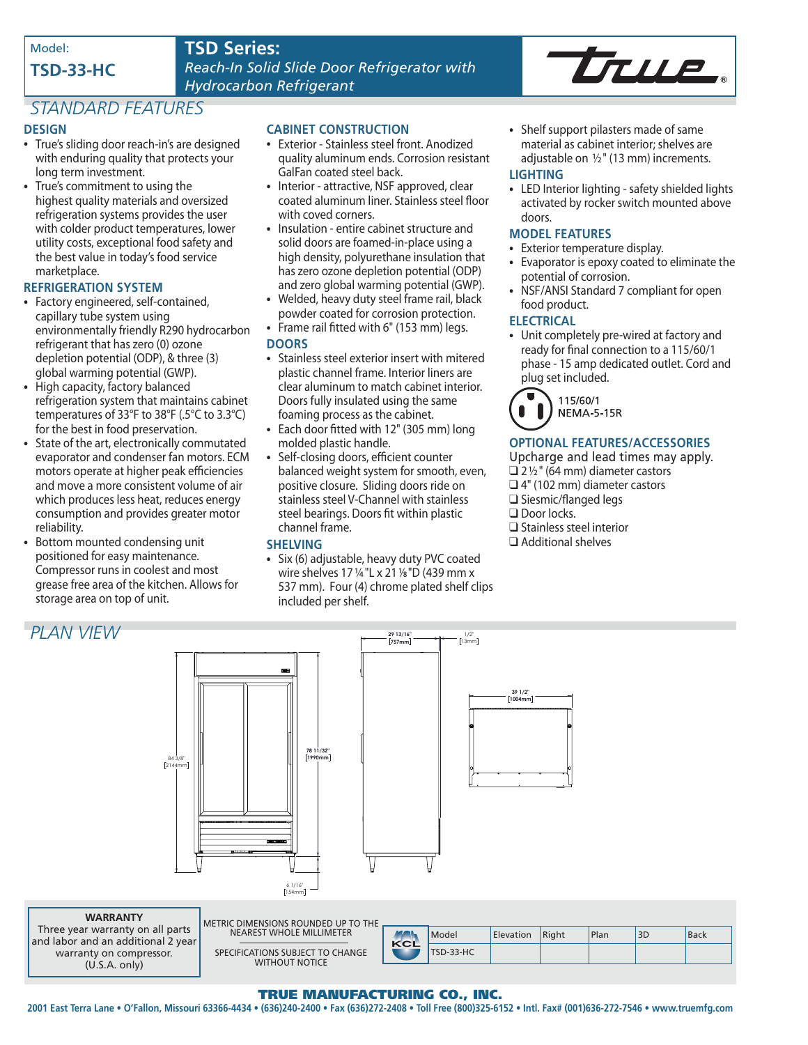Model:

**TSD-33-HC**

# TSD Series:

*Reach-In Solid Slide Door Refrigerator with Hydrocarbon Refrigerant*

## STANDARD FEATURES

### DESIGN

- True's sliding door reach-in's are designed with enduring quality that protects your long term investment.
- True's commitment to using the highest quality materials and oversized refrigeration systems provides the user with colder product temperatures, lower utility costs, exceptional food safety and the best value in today's food service marketplace.

### REFRIGERATION SYSTEM

- Factory engineered, self-contained, capillary tube system using environmentally friendly R290 hydrocarbon refrigerant that has zero (0) ozone depletion potential (ODP), & three (3) global warming potential (GWP).
- High capacity, factory balanced refrigeration system that maintains cabinet temperatures of 33°F to 38°F (.5°C to 3.3°C) for the best in food preservation.
- State of the art, electronically commutated evaporator and condenser fan motors. ECM motors operate at higher peak efficiencies and move a more consistent volume of air which produces less heat, reduces energy consumption and provides greater motor reliability.
- Bottom mounted condensing unit positioned for easy maintenance. Compressor runs in coolest and most grease free area of the kitchen. Allows for storage area on top of unit.

### CABINET CONSTRUCTION

- Exterior - Stainless steel front. Anodized quality aluminum ends. Corrosion resistant GalFan coated steel back.
- Interior - attractive, NSF approved, clear coated aluminum liner. Stainless steel floor with coved corners.
- Insulation - entire cabinet structure and solid doors are foamed-in-place using a high density, polyurethane insulation that has zero ozone depletion potential (ODP) and zero global warming potential (GWP).
- Welded, heavy duty steel frame rail, black powder coated for corrosion protection.
- Frame rail fitted with 6" (153 mm) legs.

### DOORS

- Stainless steel exterior insert with mitered plastic channel frame. Interior liners are clear aluminum to match cabinet interior. Doors fully insulated using the same foaming process as the cabinet.
- Each door fitted with 12" (305 mm) long molded plastic handle.
- Self-closing doors, efficient counter balanced weight system for smooth, even, positive closure. Sliding doors ride on stainless steel V-Channel with stainless steel bearings. Doors fit within plastic channel frame.

### SHELVING

- Six (6) adjustable, heavy duty PVC coated wire shelves 17¼"L x 21⅛"D (439 mm x 537 mm). Four (4) chrome plated shelf clips included per shelf.
- Shelf support pilasters made of same material as cabinet interior; shelves are adjustable on ½" (13 mm) increments.

### LIGHTING

- LED Interior lighting - safety shielded lights activated by rocker switch mounted above doors.

### MODEL FEATURES

- Exterior temperature display.
- Evaporator is epoxy coated to eliminate the potential of corrosion.
- NSF/ANSI Standard 7 compliant for open food product.

### ELECTRICAL

- Unit completely pre-wired at factory and ready for final connection to a 115/60/1 phase - 15 amp dedicated outlet. Cord and plug set included.

115/60/1
NEMA-5-15R

### OPTIONAL FEATURES/ACCESSORIES

Upcharge and lead times may apply.

- ❑ 2½" (64 mm) diameter castors
- ❑ 4" (102 mm) diameter castors
- ❑ Siesmic/flanged legs
- ❑ Door locks.
- ❑ Stainless steel interior
- ❑ Additional shelves

## PLAN VIEW

29 13/16" [757mm]
1/2" [13mm]
39 1/2" [1004mm]
84 3/8" [2144mm]
78 11/32" [1990mm]
6 1/16" [154mm]

**WARRANTY**
Three year warranty on all parts and labor and an additional 2 year warranty on compressor.
(U.S.A. only)

METRIC DIMENSIONS ROUNDED UP TO THE NEAREST WHOLE MILLIMETER

SPECIFICATIONS SUBJECT TO CHANGE WITHOUT NOTICE

KCL

| Model | Elevation | Right | Plan | 3D | Back |
|---|---|---|---|---|---|
| TSD-33-HC | | | | | |

**TRUE MANUFACTURING CO., INC.**

2001 East Terra Lane • O'Fallon, Missouri 63366-4434 • (636)240-2400 • Fax (636)272-2408 • Toll Free (800)325-6152 • Intl. Fax# (001)636-272-7546 • www.truemfg.com